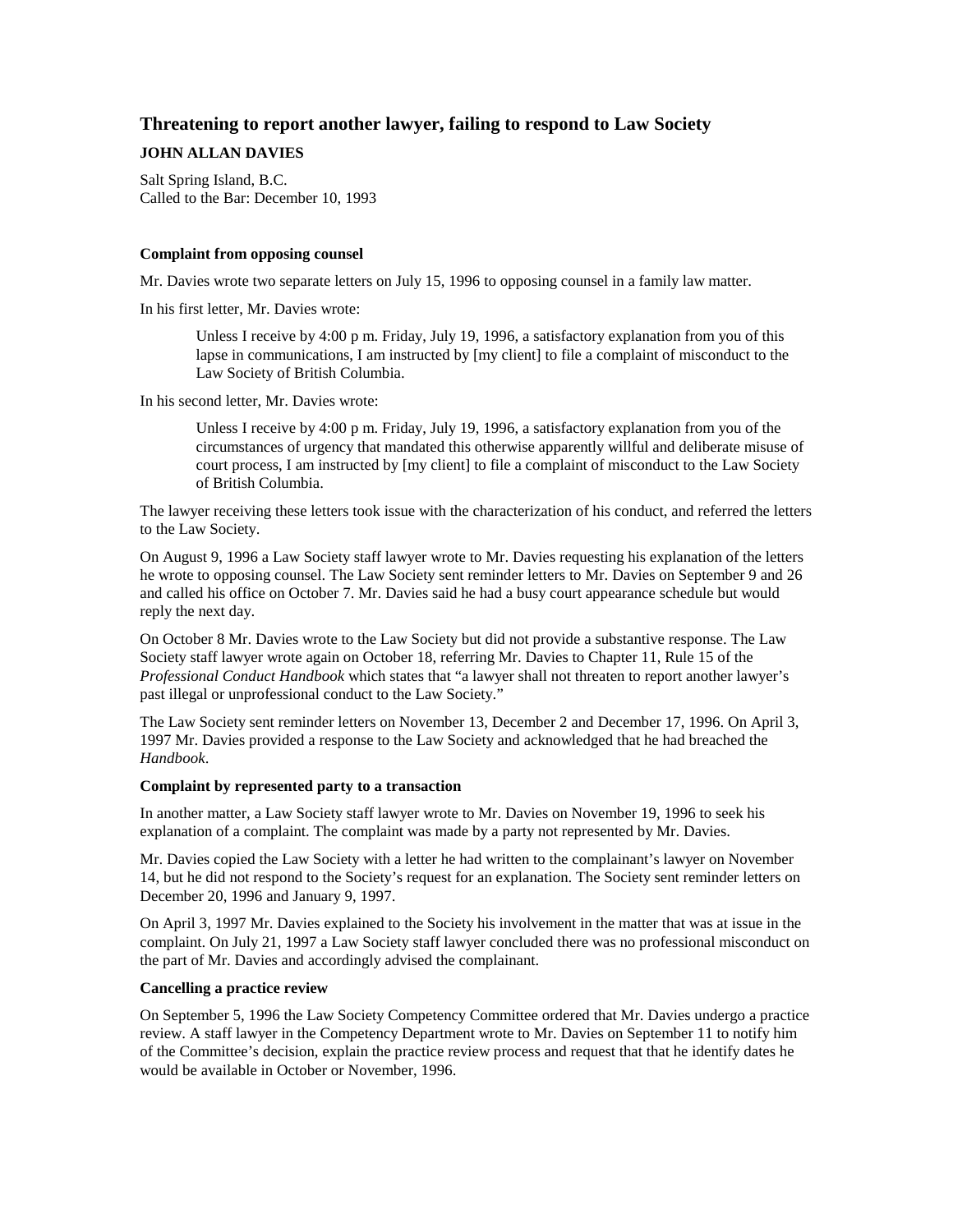## Threatening to report another lawyer, failing to respond to Law Society

**JOHN ALLAN DAVIES**

Salt Spring Island, B.C.
Called to the Bar: December 10, 1993

### Complaint from opposing counsel

Mr. Davies wrote two separate letters on July 15, 1996 to opposing counsel in a family law matter.

In his first letter, Mr. Davies wrote:

> Unless I receive by 4:00 p m. Friday, July 19, 1996, a satisfactory explanation from you of this lapse in communications, I am instructed by [my client] to file a complaint of misconduct to the Law Society of British Columbia.

In his second letter, Mr. Davies wrote:

> Unless I receive by 4:00 p m. Friday, July 19, 1996, a satisfactory explanation from you of the circumstances of urgency that mandated this otherwise apparently willful and deliberate misuse of court process, I am instructed by [my client] to file a complaint of misconduct to the Law Society of British Columbia.

The lawyer receiving these letters took issue with the characterization of his conduct, and referred the letters to the Law Society.

On August 9, 1996 a Law Society staff lawyer wrote to Mr. Davies requesting his explanation of the letters he wrote to opposing counsel. The Law Society sent reminder letters to Mr. Davies on September 9 and 26 and called his office on October 7. Mr. Davies said he had a busy court appearance schedule but would reply the next day.

On October 8 Mr. Davies wrote to the Law Society but did not provide a substantive response. The Law Society staff lawyer wrote again on October 18, referring Mr. Davies to Chapter 11, Rule 15 of the *Professional Conduct Handbook* which states that "a lawyer shall not threaten to report another lawyer's past illegal or unprofessional conduct to the Law Society."

The Law Society sent reminder letters on November 13, December 2 and December 17, 1996. On April 3, 1997 Mr. Davies provided a response to the Law Society and acknowledged that he had breached the *Handbook*.

### Complaint by represented party to a transaction

In another matter, a Law Society staff lawyer wrote to Mr. Davies on November 19, 1996 to seek his explanation of a complaint. The complaint was made by a party not represented by Mr. Davies.

Mr. Davies copied the Law Society with a letter he had written to the complainant's lawyer on November 14, but he did not respond to the Society's request for an explanation. The Society sent reminder letters on December 20, 1996 and January 9, 1997.

On April 3, 1997 Mr. Davies explained to the Society his involvement in the matter that was at issue in the complaint. On July 21, 1997 a Law Society staff lawyer concluded there was no professional misconduct on the part of Mr. Davies and accordingly advised the complainant.

### Cancelling a practice review

On September 5, 1996 the Law Society Competency Committee ordered that Mr. Davies undergo a practice review. A staff lawyer in the Competency Department wrote to Mr. Davies on September 11 to notify him of the Committee's decision, explain the practice review process and request that that he identify dates he would be available in October or November, 1996.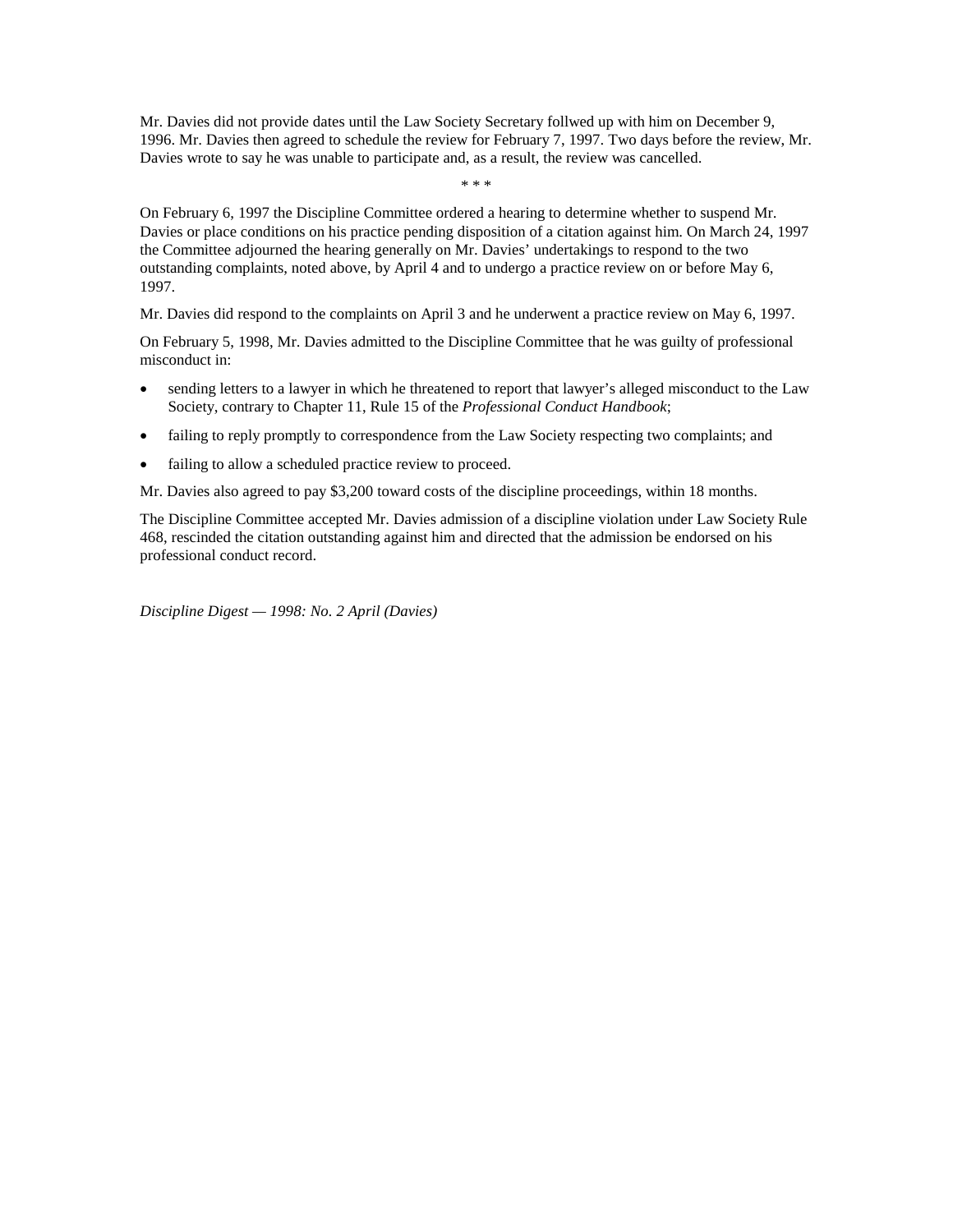Mr. Davies did not provide dates until the Law Society Secretary follwed up with him on December 9, 1996. Mr. Davies then agreed to schedule the review for February 7, 1997. Two days before the review, Mr. Davies wrote to say he was unable to participate and, as a result, the review was cancelled.

* * *

On February 6, 1997 the Discipline Committee ordered a hearing to determine whether to suspend Mr. Davies or place conditions on his practice pending disposition of a citation against him. On March 24, 1997 the Committee adjourned the hearing generally on Mr. Davies' undertakings to respond to the two outstanding complaints, noted above, by April 4 and to undergo a practice review on or before May 6, 1997.

Mr. Davies did respond to the complaints on April 3 and he underwent a practice review on May 6, 1997.

On February 5, 1998, Mr. Davies admitted to the Discipline Committee that he was guilty of professional misconduct in:

- sending letters to a lawyer in which he threatened to report that lawyer's alleged misconduct to the Law Society, contrary to Chapter 11, Rule 15 of the *Professional Conduct Handbook*;
- failing to reply promptly to correspondence from the Law Society respecting two complaints; and
- failing to allow a scheduled practice review to proceed.

Mr. Davies also agreed to pay $3,200 toward costs of the discipline proceedings, within 18 months.

The Discipline Committee accepted Mr. Davies admission of a discipline violation under Law Society Rule 468, rescinded the citation outstanding against him and directed that the admission be endorsed on his professional conduct record.

*Discipline Digest — 1998: No. 2 April (Davies)*